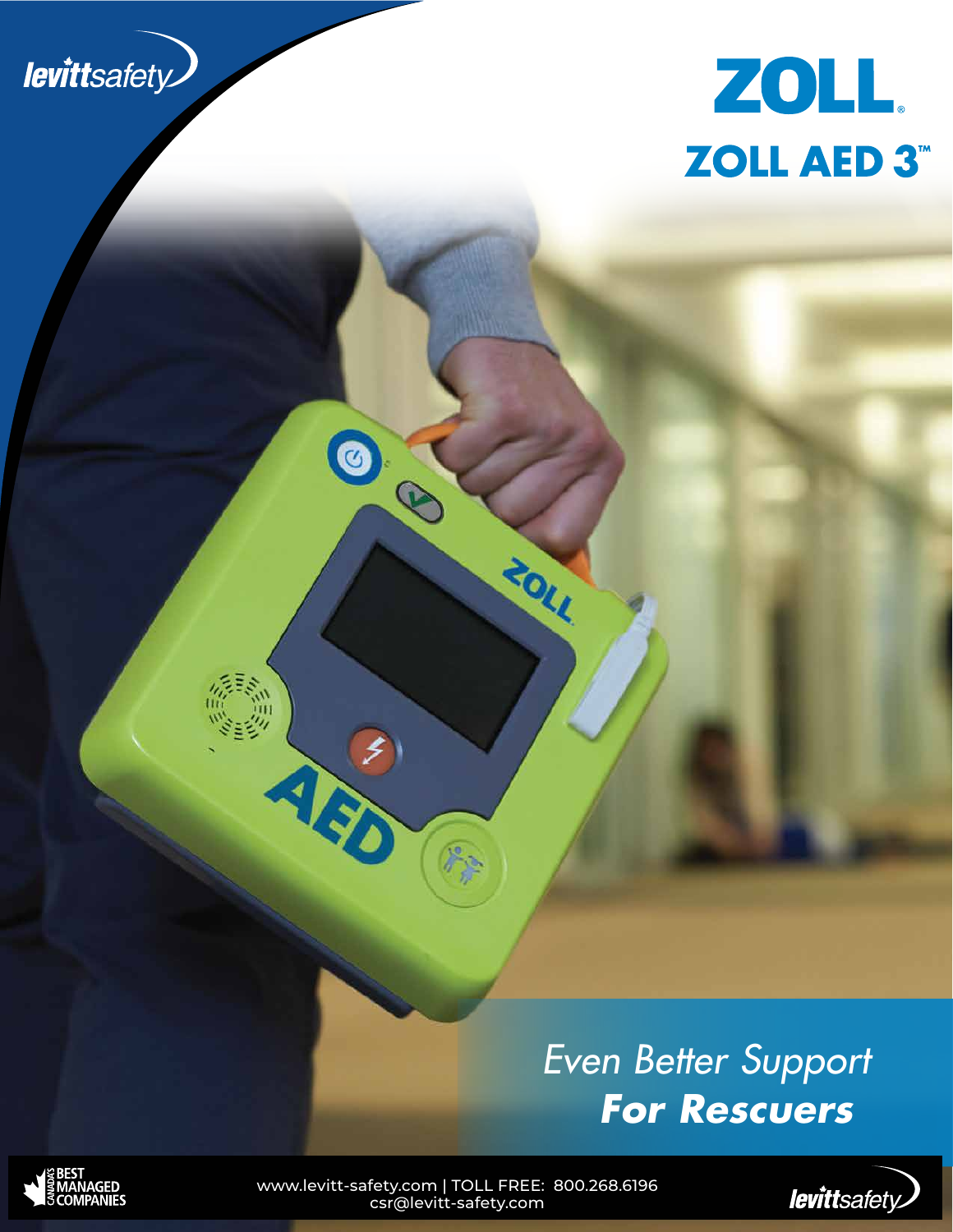levittsafety

# ZOLL

## ZOLL AED 3™

*Even Better Support*
***For Rescuers***

CANADA'S BEST MANAGED COMPANIES

www.levitt-safety.com | TOLL FREE: 800.268.6196
csr@levitt-safety.com

levittsafety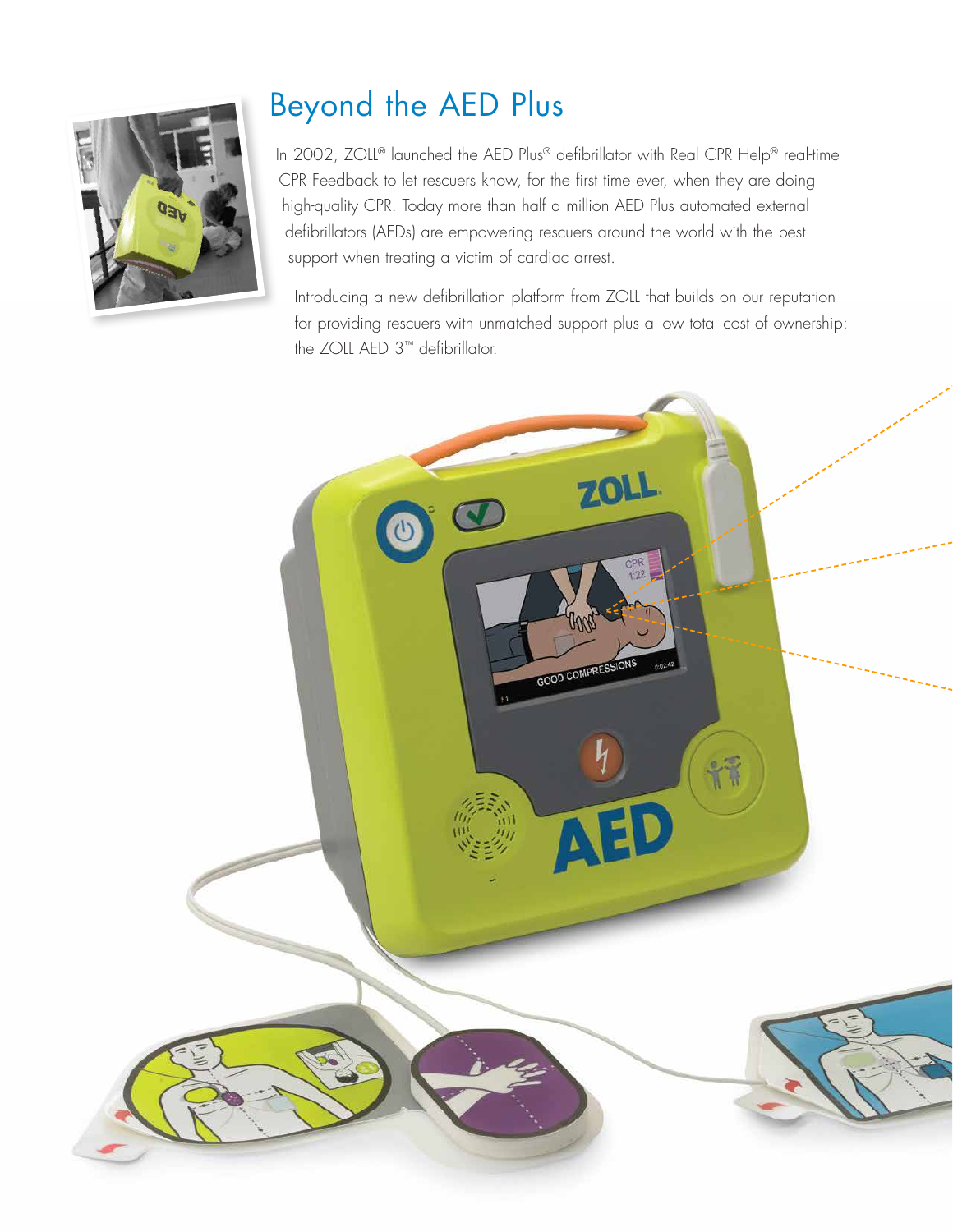# Beyond the AED Plus

In 2002, ZOLL® launched the AED Plus® defibrillator with Real CPR Help® real-time CPR Feedback to let rescuers know, for the first time ever, when they are doing high-quality CPR. Today more than half a million AED Plus automated external defibrillators (AEDs) are empowering rescuers around the world with the best support when treating a victim of cardiac arrest.

Introducing a new defibrillation platform from ZOLL that builds on our reputation for providing rescuers with unmatched support plus a low total cost of ownership: the ZOLL AED 3™ defibrillator.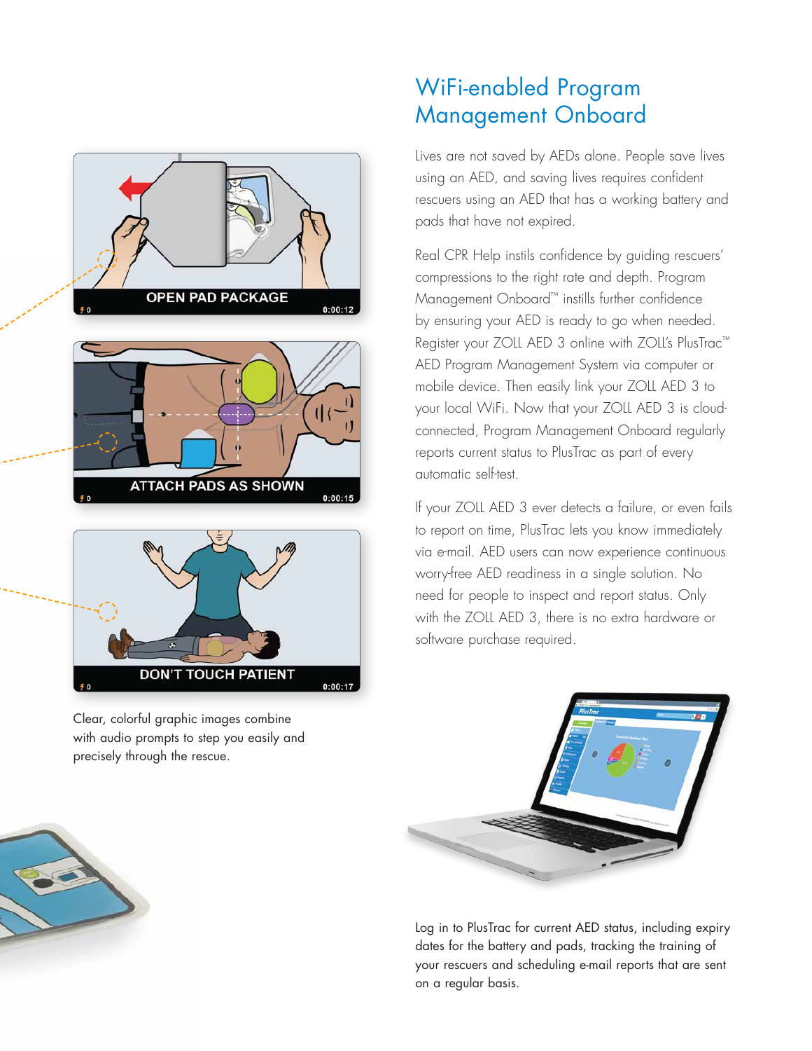# WiFi-enabled Program Management Onboard

Lives are not saved by AEDs alone. People save lives using an AED, and saving lives requires confident rescuers using an AED that has a working battery and pads that have not expired.

Real CPR Help instils confidence by guiding rescuers' compressions to the right rate and depth. Program Management Onboard™ instills further confidence by ensuring your AED is ready to go when needed. Register your ZOLL AED 3 online with ZOLL's PlusTrac™ AED Program Management System via computer or mobile device. Then easily link your ZOLL AED 3 to your local WiFi. Now that your ZOLL AED 3 is cloud-connected, Program Management Onboard regularly reports current status to PlusTrac as part of every automatic self-test.

If your ZOLL AED 3 ever detects a failure, or even fails to report on time, PlusTrac lets you know immediately via e-mail. AED users can now experience continuous worry-free AED readiness in a single solution. No need for people to inspect and report status. Only with the ZOLL AED 3, there is no extra hardware or software purchase required.

Clear, colorful graphic images combine with audio prompts to step you easily and precisely through the rescue.

Log in to PlusTrac for current AED status, including expiry dates for the battery and pads, tracking the training of your rescuers and scheduling e-mail reports that are sent on a regular basis.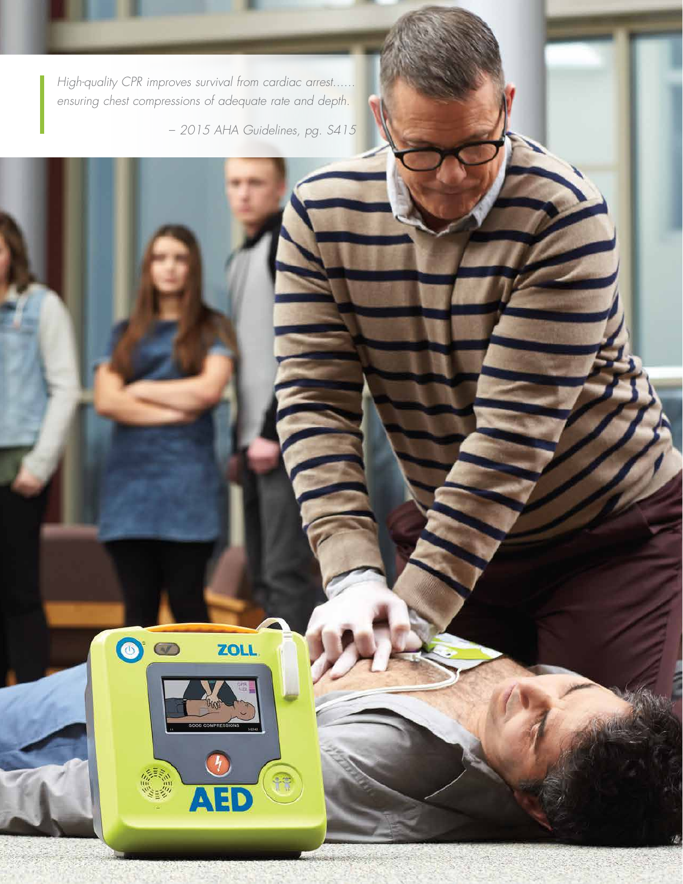> *High-quality CPR improves survival from cardiac arrest...... ensuring chest compressions of adequate rate and depth.*
>
> *– 2015 AHA Guidelines, pg. S415*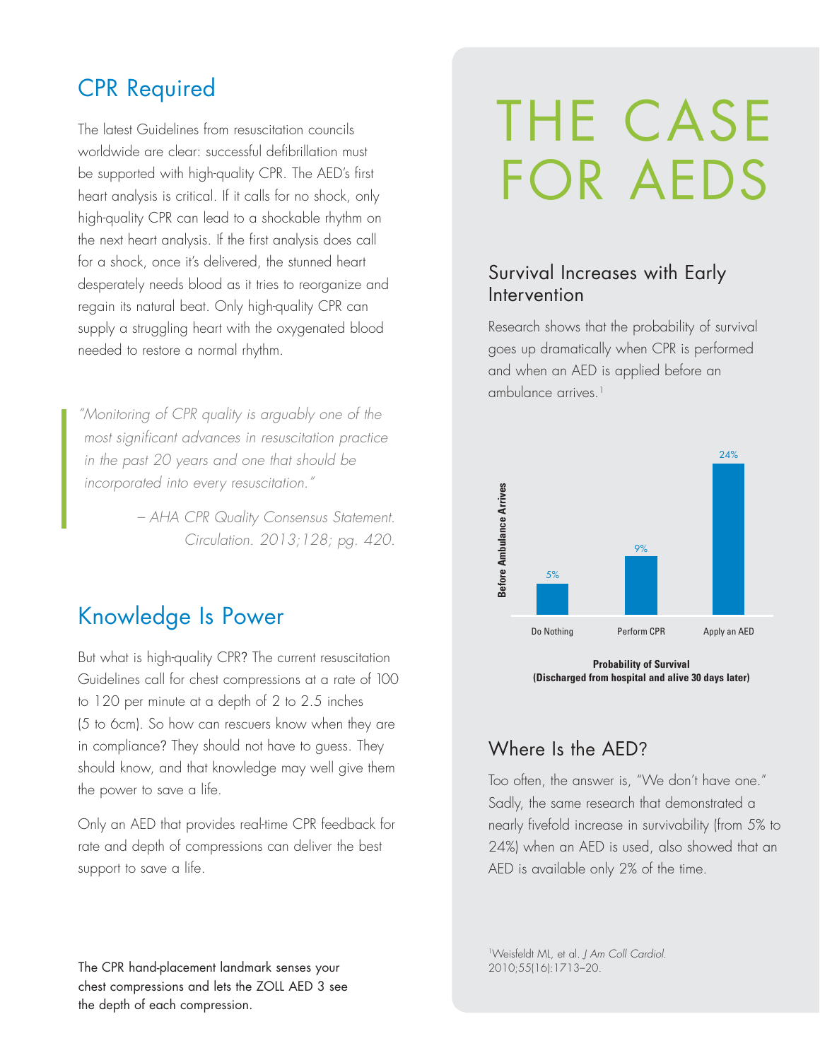## CPR Required

The latest Guidelines from resuscitation councils worldwide are clear: successful defibrillation must be supported with high-quality CPR. The AED's first heart analysis is critical. If it calls for no shock, only high-quality CPR can lead to a shockable rhythm on the next heart analysis. If the first analysis does call for a shock, once it's delivered, the stunned heart desperately needs blood as it tries to reorganize and regain its natural beat. Only high-quality CPR can supply a struggling heart with the oxygenated blood needed to restore a normal rhythm.

> *"Monitoring of CPR quality is arguably one of the most significant advances in resuscitation practice in the past 20 years and one that should be incorporated into every resuscitation."*
>
> *– AHA CPR Quality Consensus Statement. Circulation. 2013;128; pg. 420.*

## Knowledge Is Power

But what is high-quality CPR? The current resuscitation Guidelines call for chest compressions at a rate of 100 to 120 per minute at a depth of 2 to 2.5 inches (5 to 6cm). So how can rescuers know when they are in compliance? They should not have to guess. They should know, and that knowledge may well give them the power to save a life.

Only an AED that provides real-time CPR feedback for rate and depth of compressions can deliver the best support to save a life.

The CPR hand-placement landmark senses your chest compressions and lets the ZOLL AED 3 see the depth of each compression.

# THE CASE FOR AEDS

### Survival Increases with Early Intervention

Research shows that the probability of survival goes up dramatically when CPR is performed and when an AED is applied before an ambulance arrives.[1]

| Before Ambulance Arrives | Do Nothing | Perform CPR | Apply an AED |
|---|---|---|---|
| Probability of Survival | 5% | 9% | 24% |

**Probability of Survival**
**(Discharged from hospital and alive 30 days later)**

### Where Is the AED?

Too often, the answer is, "We don't have one." Sadly, the same research that demonstrated a nearly fivefold increase in survivability (from 5% to 24%) when an AED is used, also showed that an AED is available only 2% of the time.

[1]Weisfeldt ML, et al. *J Am Coll Cardiol.* 2010;55(16):1713–20.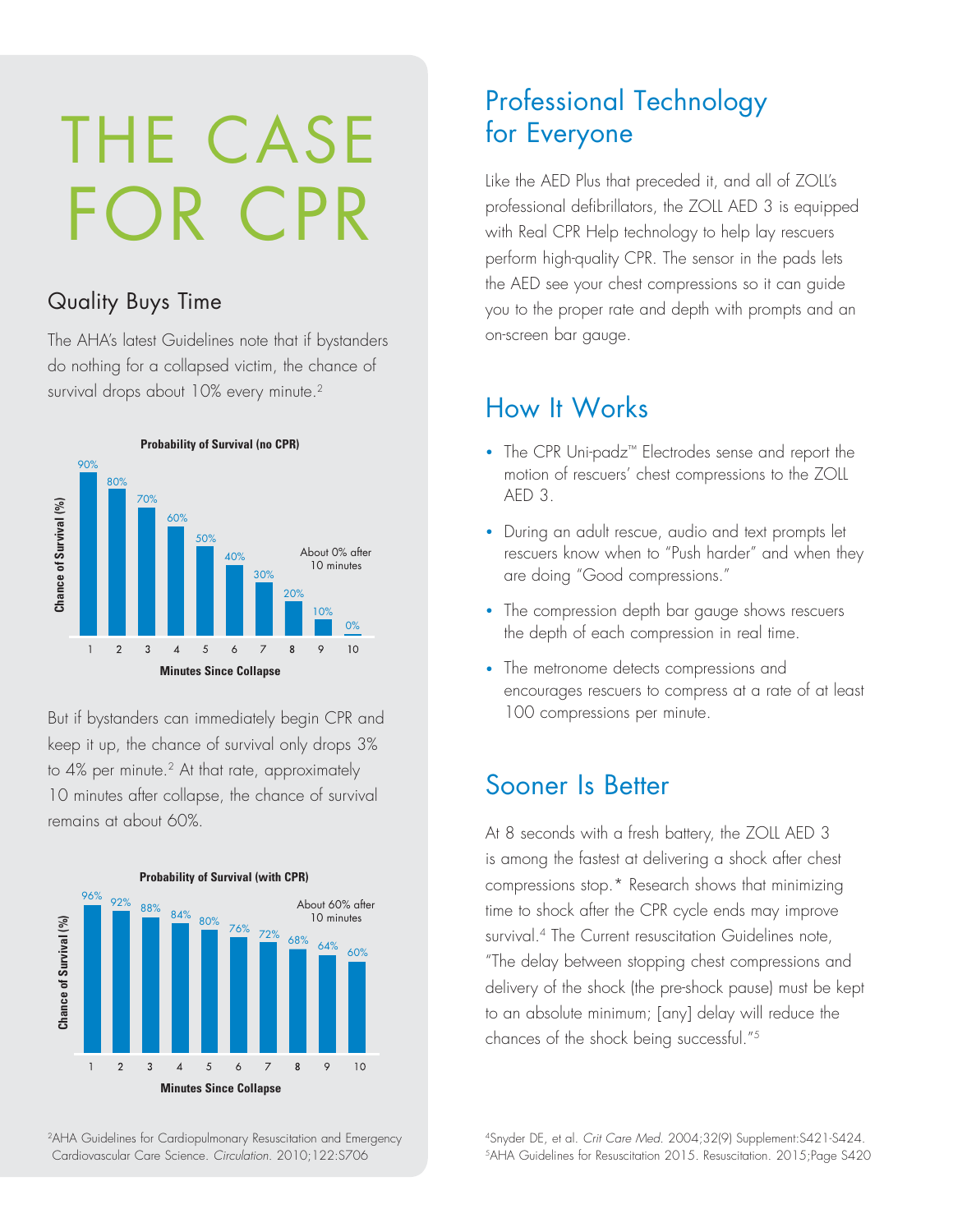# THE CASE FOR CPR

## Quality Buys Time

The AHA's latest Guidelines note that if bystanders do nothing for a collapsed victim, the chance of survival drops about 10% every minute.[2]

**Probability of Survival (no CPR)**

| Minutes Since Collapse | Chance of Survival (%) |
|---|---|
| 1 | 90% |
| 2 | 80% |
| 3 | 70% |
| 4 | 60% |
| 5 | 50% |
| 6 | 40% |
| 7 | 30% |
| 8 | 20% |
| 9 | 10% |
| 10 | 0% |

About 0% after 10 minutes

But if bystanders can immediately begin CPR and keep it up, the chance of survival only drops 3% to 4% per minute.[2] At that rate, approximately 10 minutes after collapse, the chance of survival remains at about 60%.

**Probability of Survival (with CPR)**

| Minutes Since Collapse | Chance of Survival (%) |
|---|---|
| 1 | 96% |
| 2 | 92% |
| 3 | 88% |
| 4 | 84% |
| 5 | 80% |
| 6 | 76% |
| 7 | 72% |
| 8 | 68% |
| 9 | 64% |
| 10 | 60% |

About 60% after 10 minutes

[2]AHA Guidelines for Cardiopulmonary Resuscitation and Emergency Cardiovascular Care Science. *Circulation*. 2010;122:S706

## Professional Technology for Everyone

Like the AED Plus that preceded it, and all of ZOLL's professional defibrillators, the ZOLL AED 3 is equipped with Real CPR Help technology to help lay rescuers perform high-quality CPR. The sensor in the pads lets the AED see your chest compressions so it can guide you to the proper rate and depth with prompts and an on-screen bar gauge.

## How It Works

- The CPR Uni-padz™ Electrodes sense and report the motion of rescuers' chest compressions to the ZOLL AED 3.
- During an adult rescue, audio and text prompts let rescuers know when to "Push harder" and when they are doing "Good compressions."
- The compression depth bar gauge shows rescuers the depth of each compression in real time.
- The metronome detects compressions and encourages rescuers to compress at a rate of at least 100 compressions per minute.

## Sooner Is Better

At 8 seconds with a fresh battery, the ZOLL AED 3 is among the fastest at delivering a shock after chest compressions stop.* Research shows that minimizing time to shock after the CPR cycle ends may improve survival.[4] The Current resuscitation Guidelines note, "The delay between stopping chest compressions and delivery of the shock (the pre-shock pause) must be kept to an absolute minimum; [any] delay will reduce the chances of the shock being successful."[5]

[4]Snyder DE, et al. *Crit Care Med.* 2004;32(9) Supplement:S421-S424.
[5]AHA Guidelines for Resuscitation 2015. Resuscitation. 2015;Page S420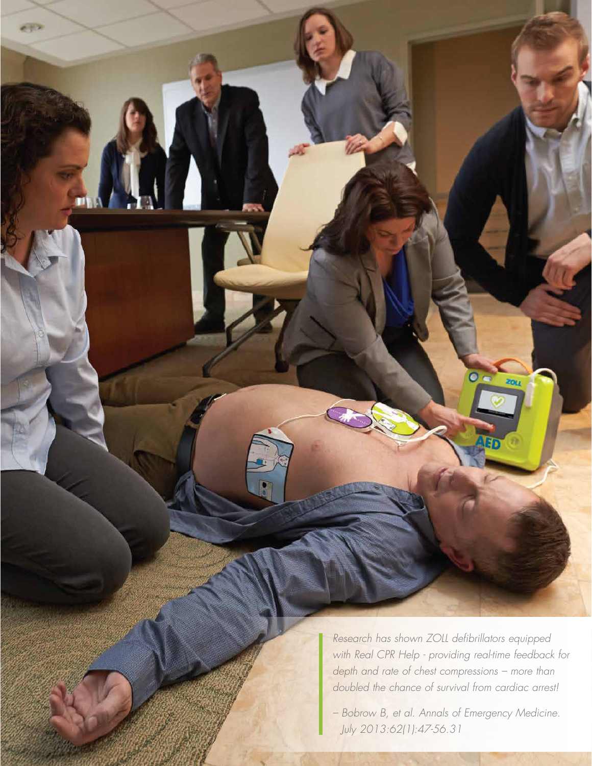*Research has shown ZOLL defibrillators equipped with Real CPR Help - providing real-time feedback for depth and rate of chest compressions – more than doubled the chance of survival from cardiac arrest!*

*– Bobrow B, et al. Annals of Emergency Medicine. July 2013:62(1):47-56.31*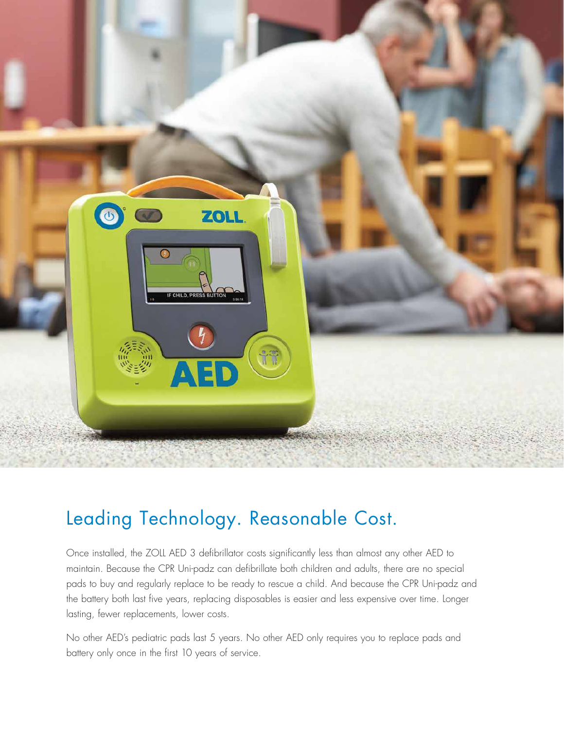## Leading Technology. Reasonable Cost.

Once installed, the ZOLL AED 3 defibrillator costs significantly less than almost any other AED to maintain. Because the CPR Uni-padz can defibrillate both children and adults, there are no special pads to buy and regularly replace to be ready to rescue a child. And because the CPR Uni-padz and the battery both last five years, replacing disposables is easier and less expensive over time. Longer lasting, fewer replacements, lower costs.

No other AED's pediatric pads last 5 years. No other AED only requires you to replace pads and battery only once in the first 10 years of service.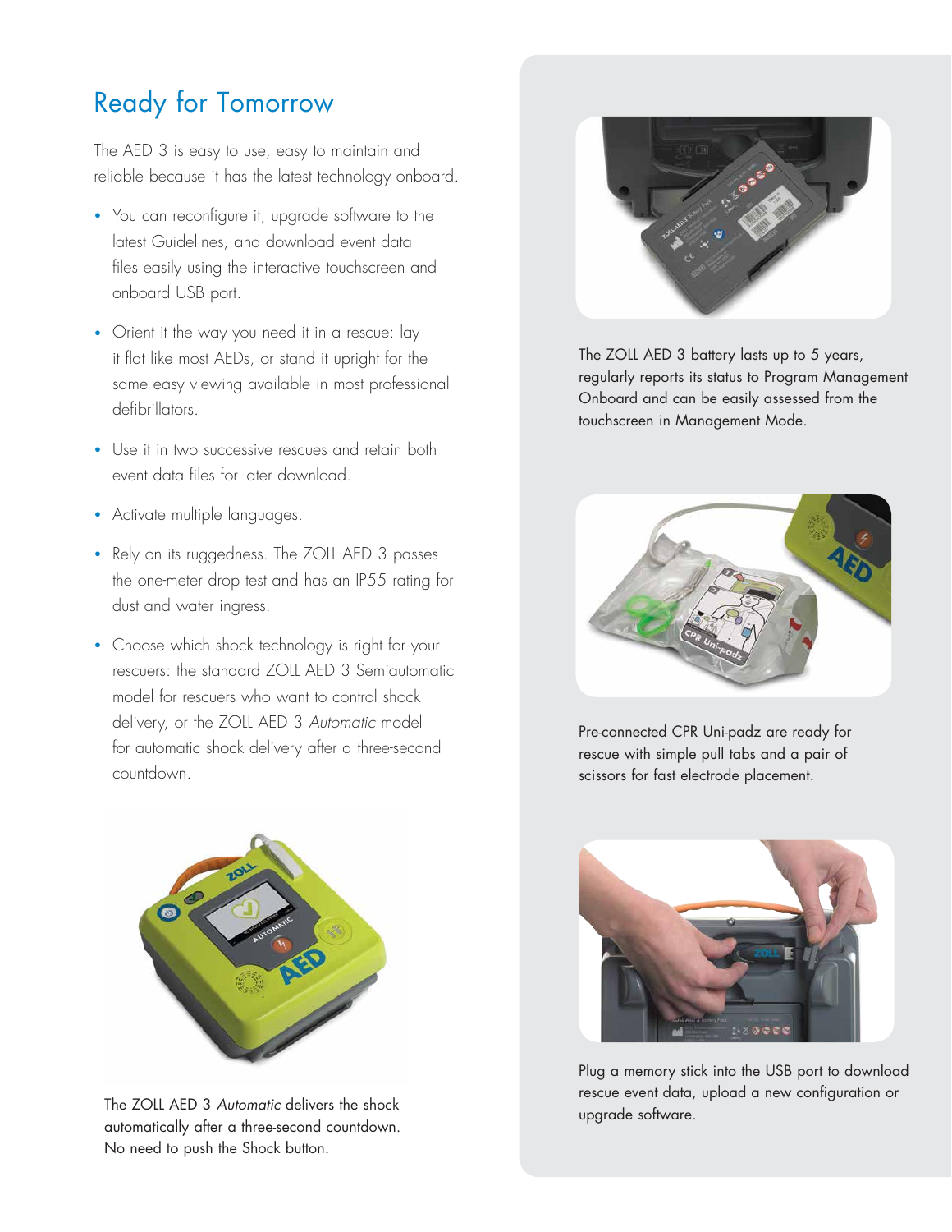# Ready for Tomorrow

The AED 3 is easy to use, easy to maintain and reliable because it has the latest technology onboard.

- You can reconfigure it, upgrade software to the latest Guidelines, and download event data files easily using the interactive touchscreen and onboard USB port.
- Orient it the way you need it in a rescue: lay it flat like most AEDs, or stand it upright for the same easy viewing available in most professional defibrillators.
- Use it in two successive rescues and retain both event data files for later download.
- Activate multiple languages.
- Rely on its ruggedness. The ZOLL AED 3 passes the one-meter drop test and has an IP55 rating for dust and water ingress.
- Choose which shock technology is right for your rescuers: the standard ZOLL AED 3 Semiautomatic model for rescuers who want to control shock delivery, or the ZOLL AED 3 *Automatic* model for automatic shock delivery after a three-second countdown.

The ZOLL AED 3 *Automatic* delivers the shock automatically after a three-second countdown. No need to push the Shock button.

The ZOLL AED 3 battery lasts up to 5 years, regularly reports its status to Program Management Onboard and can be easily assessed from the touchscreen in Management Mode.

Pre-connected CPR Uni-padz are ready for rescue with simple pull tabs and a pair of scissors for fast electrode placement.

Plug a memory stick into the USB port to download rescue event data, upload a new configuration or upgrade software.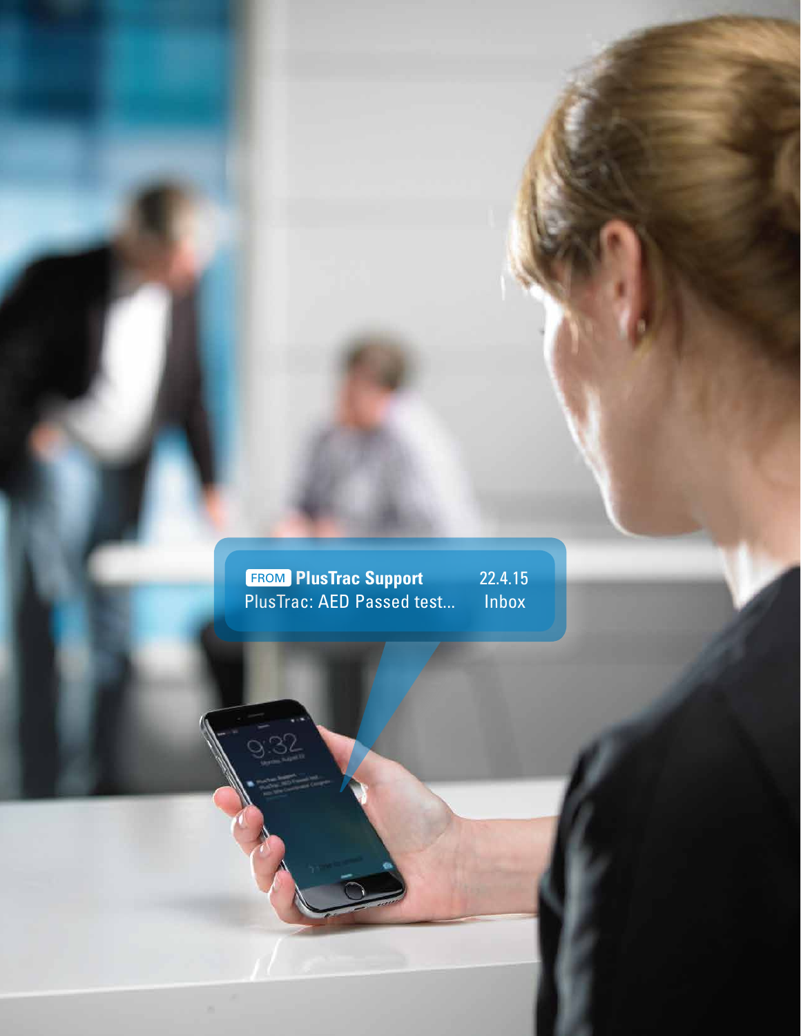FROM **PlusTrac Support** 22.4.15

PlusTrac: AED Passed test... Inbox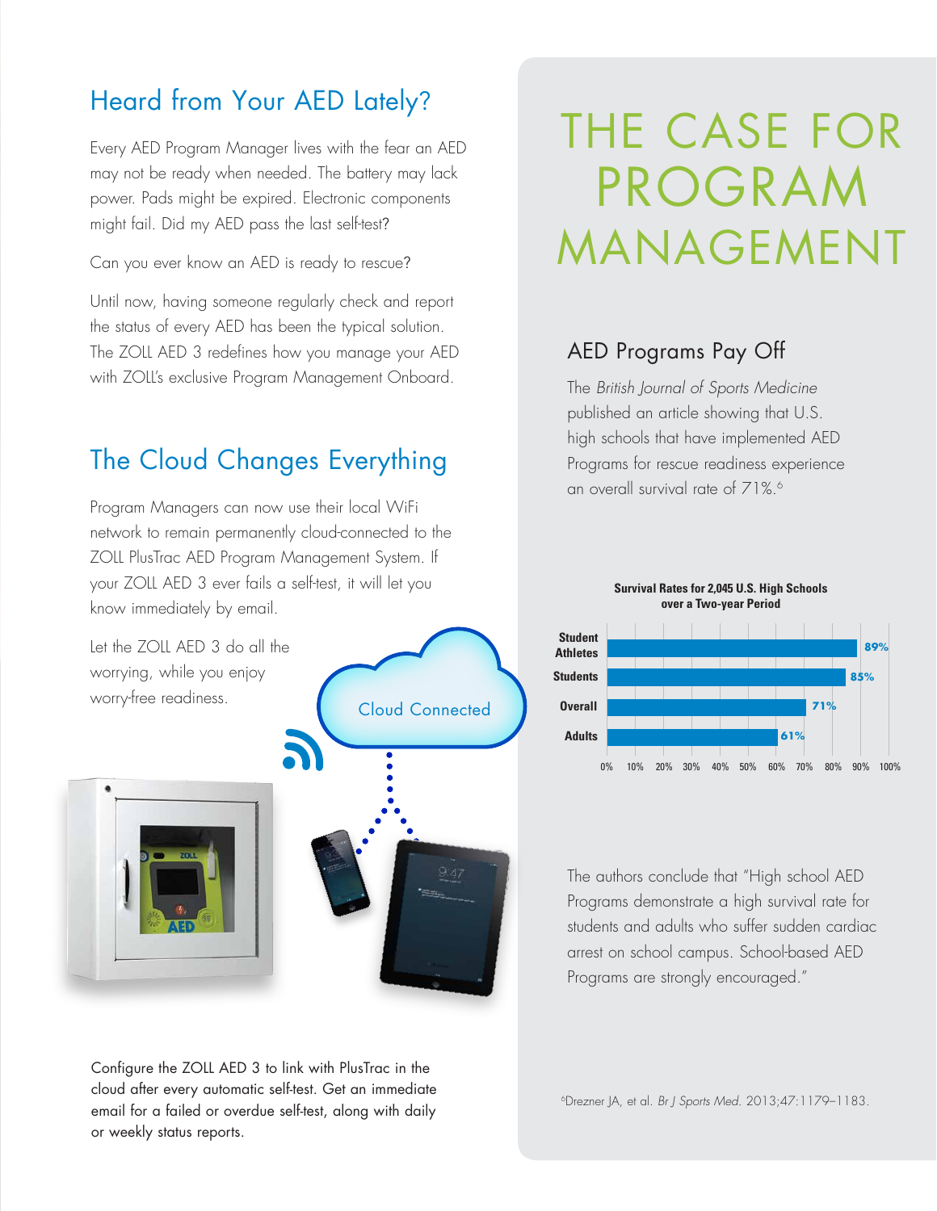## Heard from Your AED Lately?

Every AED Program Manager lives with the fear an AED may not be ready when needed. The battery may lack power. Pads might be expired. Electronic components might fail. Did my AED pass the last self-test?

Can you ever know an AED is ready to rescue?

Until now, having someone regularly check and report the status of every AED has been the typical solution. The ZOLL AED 3 redefines how you manage your AED with ZOLL's exclusive Program Management Onboard.

## The Cloud Changes Everything

Program Managers can now use their local WiFi network to remain permanently cloud-connected to the ZOLL PlusTrac AED Program Management System. If your ZOLL AED 3 ever fails a self-test, it will let you know immediately by email.

Let the ZOLL AED 3 do all the worrying, while you enjoy worry-free readiness.

Cloud Connected

Configure the ZOLL AED 3 to link with PlusTrac in the cloud after every automatic self-test. Get an immediate email for a failed or overdue self-test, along with daily or weekly status reports.

# THE CASE FOR PROGRAM MANAGEMENT

## AED Programs Pay Off

The *British Journal of Sports Medicine* published an article showing that U.S. high schools that have implemented AED Programs for rescue readiness experience an overall survival rate of 71%.[6]

**Survival Rates for 2,045 U.S. High Schools over a Two-year Period**

| Group | Survival Rate |
|---|---|
| Student Athletes | 89% |
| Students | 85% |
| Overall | 71% |
| Adults | 61% |

The authors conclude that "High school AED Programs demonstrate a high survival rate for students and adults who suffer sudden cardiac arrest on school campus. School-based AED Programs are strongly encouraged."

[6]Drezner JA, et al. *Br J Sports Med.* 2013;47:1179–1183.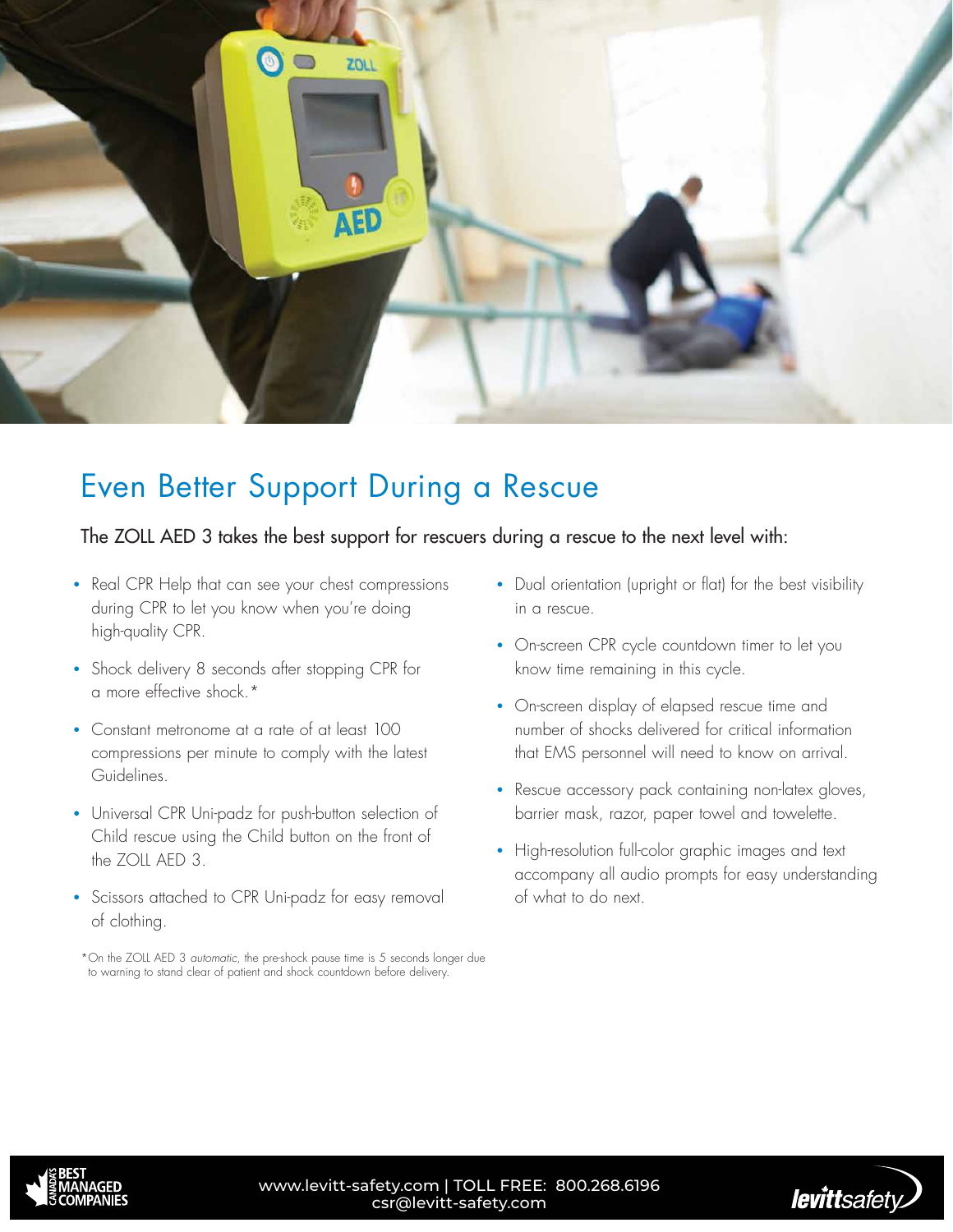## Even Better Support During a Rescue

The ZOLL AED 3 takes the best support for rescuers during a rescue to the next level with:

- Real CPR Help that can see your chest compressions during CPR to let you know when you're doing high-quality CPR.
- Shock delivery 8 seconds after stopping CPR for a more effective shock.*
- Constant metronome at a rate of at least 100 compressions per minute to comply with the latest Guidelines.
- Universal CPR Uni-padz for push-button selection of Child rescue using the Child button on the front of the ZOLL AED 3.
- Scissors attached to CPR Uni-padz for easy removal of clothing.

*On the ZOLL AED 3 *automatic*, the pre-shock pause time is 5 seconds longer due to warning to stand clear of patient and shock countdown before delivery.

- Dual orientation (upright or flat) for the best visibility in a rescue.
- On-screen CPR cycle countdown timer to let you know time remaining in this cycle.
- On-screen display of elapsed rescue time and number of shocks delivered for critical information that EMS personnel will need to know on arrival.
- Rescue accessory pack containing non-latex gloves, barrier mask, razor, paper towel and towelette.
- High-resolution full-color graphic images and text accompany all audio prompts for easy understanding of what to do next.

www.levitt-safety.com | TOLL FREE: 800.268.6196
csr@levitt-safety.com